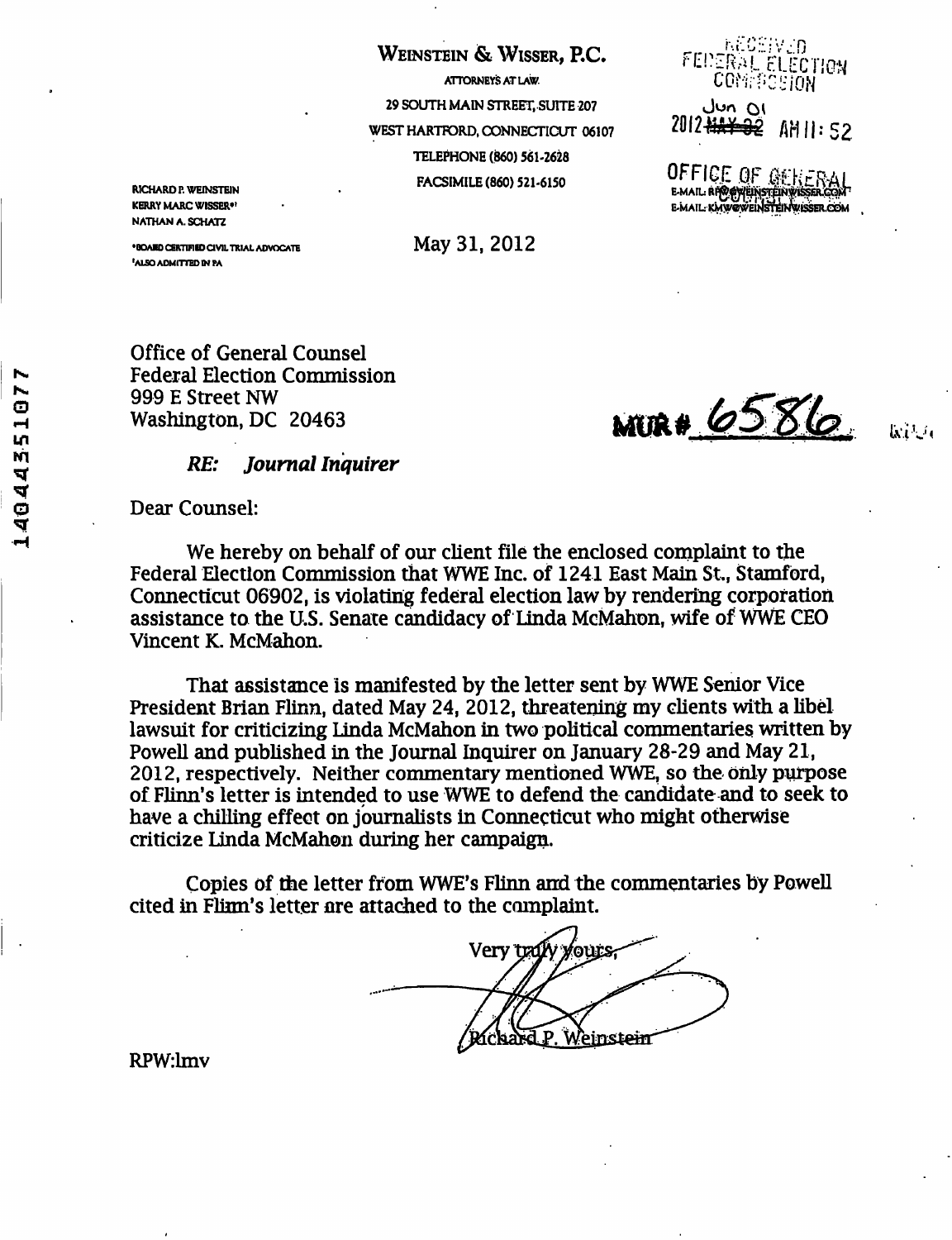# Weinstein & Wisser, P.C.

ATTORNEYS AT LAW

29 SOUTH MAIN STREET, SUITE 207

WEST HARTFORD, CONNECTICUT 06107

TELEPHONE (860) 561-2628

FACSIMILE (860) 521-6150

RECEIVED FEDERAL ELECTION COMMISSION

Jun 01 2012 ~~MAY 02~~ AM 11: 52

OFFICE OF GENERAL COUNSEL

E-MAIL: RPW@WEINSTEINWISSER.COM

E-MAIL: KMW@WEINSTEINWISSER.COM

RICHARD P. WEINSTEIN

KERRY MARC WISSER*†

NATHAN A. SCHATZ

*BOARD CERTIFIED CIVIL TRIAL ADVOCATE

†ALSO ADMITTED IN PA

May 31, 2012

Office of General Counsel
Federal Election Commission
999 E Street NW
Washington, DC 20463

MUR# 6586

*RE: Journal Inquirer*

Dear Counsel:

We hereby on behalf of our client file the enclosed complaint to the Federal Election Commission that WWE Inc. of 1241 East Main St., Stamford, Connecticut 06902, is violating federal election law by rendering corporation assistance to the U.S. Senate candidacy of Linda McMahon, wife of WWE CEO Vincent K. McMahon.

That assistance is manifested by the letter sent by WWE Senior Vice President Brian Flinn, dated May 24, 2012, threatening my clients with a libel lawsuit for criticizing Linda McMahon in two political commentaries written by Powell and published in the Journal Inquirer on January 28-29 and May 21, 2012, respectively. Neither commentary mentioned WWE, so the only purpose of Flinn's letter is intended to use WWE to defend the candidate and to seek to have a chilling effect on journalists in Connecticut who might otherwise criticize Linda McMahon during her campaign.

Copies of the letter from WWE's Flinn and the commentaries by Powell cited in Flinn's letter are attached to the complaint.

Very truly yours,

Richard P. Weinstein

RPW:lmv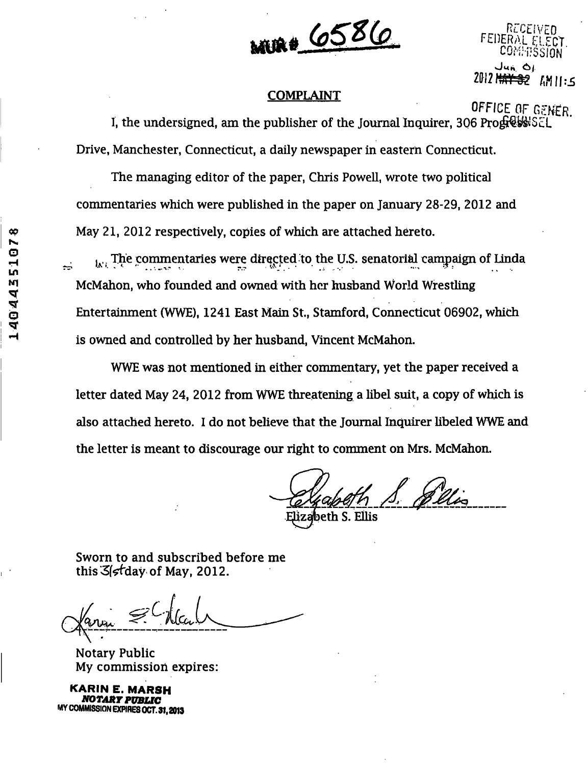MUR# 6586

RECEIVED
FEDERAL ELECT.
COMMISSION
Jun. 01
2012 ~~MAY 32~~ AM 11:5
OFFICE OF GENERAL COUNSEL

## COMPLAINT

I, the undersigned, am the publisher of the Journal Inquirer, 306 Progress Drive, Manchester, Connecticut, a daily newspaper in eastern Connecticut.

The managing editor of the paper, Chris Powell, wrote two political commentaries which were published in the paper on January 28-29, 2012 and May 21, 2012 respectively, copies of which are attached hereto.

The commentaries were directed to the U.S. senatorial campaign of Linda McMahon, who founded and owned with her husband World Wrestling Entertainment (WWE), 1241 East Main St., Stamford, Connecticut 06902, which is owned and controlled by her husband, Vincent McMahon.

WWE was not mentioned in either commentary, yet the paper received a letter dated May 24, 2012 from WWE threatening a libel suit, a copy of which is also attached hereto. I do not believe that the Journal Inquirer libeled WWE and the letter is meant to discourage our right to comment on Mrs. McMahon.

Elizabeth S. Ellis

Elizabeth S. Ellis

Sworn to and subscribed before me this 31st day of May, 2012.

Karin E. Marsh

Notary Public
My commission expires:

**KARIN E. MARSH**
***NOTARY PUBLIC***
**MY COMMISSION EXPIRES OCT. 31, 2013**

14044351078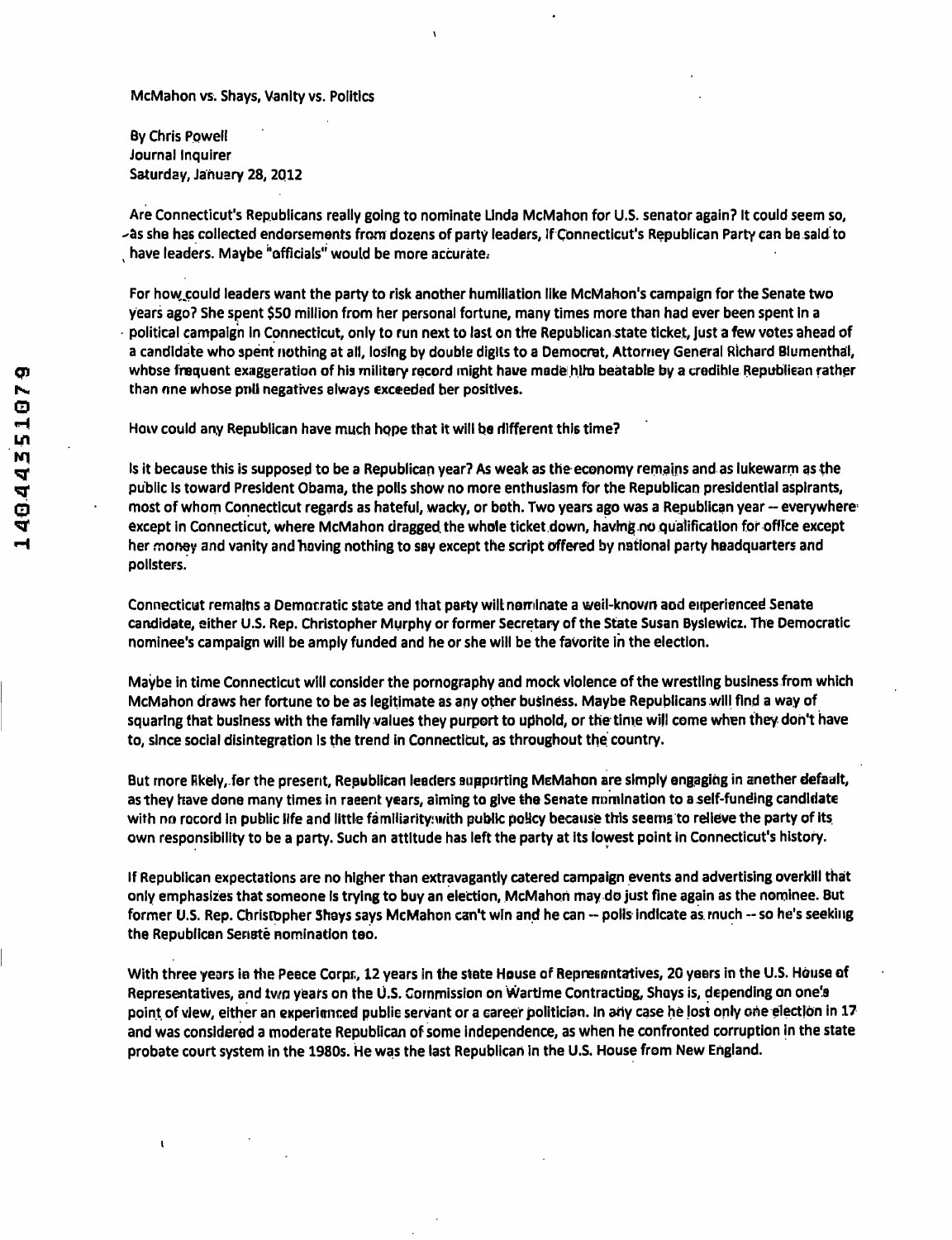McMahon vs. Shays, Vanity vs. Politics

By Chris Powell
Journal Inquirer
Saturday, January 28, 2012

Are Connecticut's Republicans really going to nominate Linda McMahon for U.S. senator again? It could seem so, as she has collected endorsements from dozens of party leaders, if Connecticut's Republican Party can be said to have leaders. Maybe "officials" would be more accurate.

For how could leaders want the party to risk another humiliation like McMahon's campaign for the Senate two years ago? She spent $50 million from her personal fortune, many times more than had ever been spent in a political campaign in Connecticut, only to run next to last on the Republican state ticket, just a few votes ahead of a candidate who spent nothing at all, losing by double digits to a Democrat, Attorney General Richard Blumenthal, whose frequent exaggeration of his military record might have made him beatable by a credible Republican rather than one whose poll negatives always exceeded her positives.

How could any Republican have much hope that it will be different this time?

Is it because this is supposed to be a Republican year? As weak as the economy remains and as lukewarm as the public is toward President Obama, the polls show no more enthusiasm for the Republican presidential aspirants, most of whom Connecticut regards as hateful, wacky, or both. Two years ago was a Republican year -- everywhere except in Connecticut, where McMahon dragged the whole ticket down, having no qualification for office except her money and vanity and having nothing to say except the script offered by national party headquarters and pollsters.

Connecticut remains a Democratic state and that party will nominate a well-known and experienced Senate candidate, either U.S. Rep. Christopher Murphy or former Secretary of the State Susan Bysiewicz. The Democratic nominee's campaign will be amply funded and he or she will be the favorite in the election.

Maybe in time Connecticut will consider the pornography and mock violence of the wrestling business from which McMahon draws her fortune to be as legitimate as any other business. Maybe Republicans will find a way of squaring that business with the family values they purport to uphold, or the time will come when they don't have to, since social disintegration is the trend in Connecticut, as throughout the country.

But more likely, for the present, Republican leaders supporting McMahon are simply engaging in another default, as they have done many times in recent years, aiming to give the Senate nomination to a self-funding candidate with no record in public life and little familiarity with public policy because this seems to relieve the party of its own responsibility to be a party. Such an attitude has left the party at its lowest point in Connecticut's history.

If Republican expectations are no higher than extravagantly catered campaign events and advertising overkill that only emphasizes that someone is trying to buy an election, McMahon may do just fine again as the nominee. But former U.S. Rep. Christopher Shays says McMahon can't win and he can -- polls indicate as much -- so he's seeking the Republican Senate nomination too.

With three years in the Peace Corps, 12 years in the state House of Representatives, 20 years in the U.S. House of Representatives, and two years on the U.S. Commission on Wartime Contracting, Shays is, depending on one's point of view, either an experienced public servant or a career politician. In any case he lost only one election in 17 and was considered a moderate Republican of some independence, as when he confronted corruption in the state probate court system in the 1980s. He was the last Republican in the U.S. House from New England.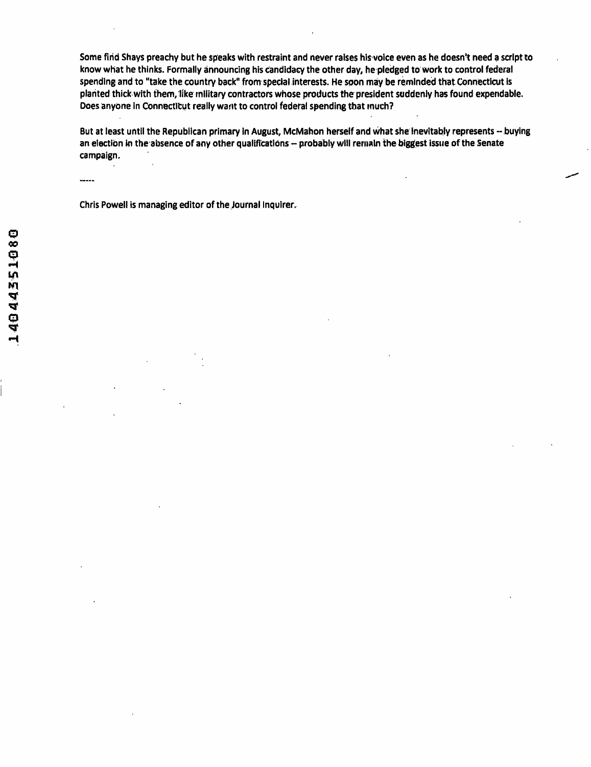Some find Shays preachy but he speaks with restraint and never raises his voice even as he doesn't need a script to know what he thinks. Formally announcing his candidacy the other day, he pledged to work to control federal spending and to "take the country back" from special interests. He soon may be reminded that Connecticut is planted thick with them, like military contractors whose products the president suddenly has found expendable. Does anyone in Connecticut really want to control federal spending that much?

But at least until the Republican primary in August, McMahon herself and what she inevitably represents -- buying an election in the absence of any other qualifications -- probably will remain the biggest issue of the Senate campaign.

-----

Chris Powell is managing editor of the Journal Inquirer.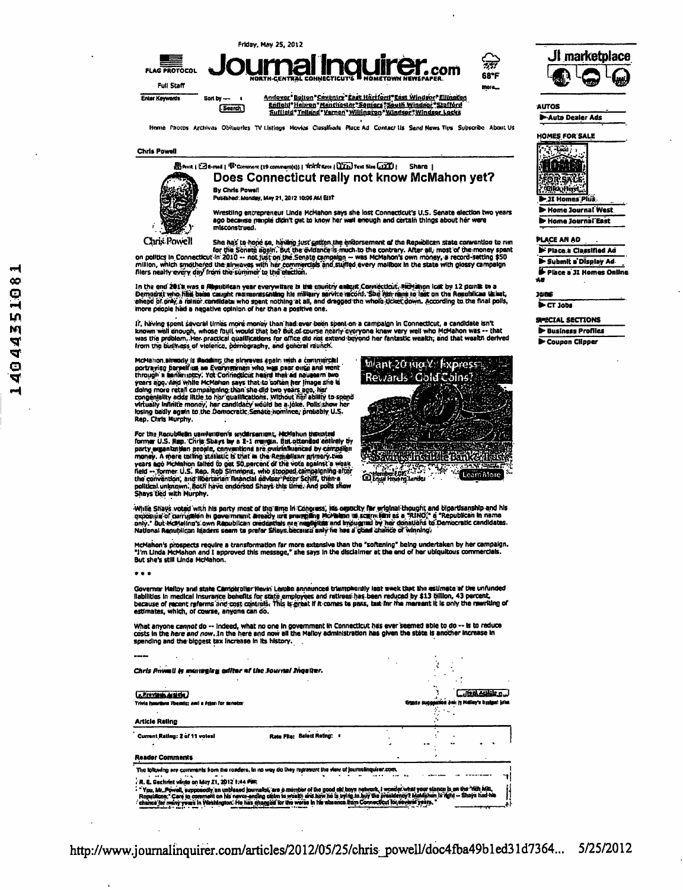Friday, May 25, 2012

FLAG PROTOCOL
Full Staff

# Journal Inquirer.com

NORTH-CENTRAL CONNECTICUT'S HOMETOWN NEWSPAPER.

68°F

Andover * Bolton * Coventry * East Hartford * East Windsor * Ellington
Enfield * Hebron * Manchester * Somers * South Windsor * Stafford
Suffield * Tolland * Vernon * Willington * Windsor * Windsor Locks

Home Photos Archives Obituaries TV Listings Movies Classifieds Place Ad Contact Us Send News Tips Subscribe About Us

Chris Powell

## Does Connecticut really not know McMahon yet?

By Chris Powell
Published: Monday, May 21, 2012 10:06 AM EDT

Wrestling entrepreneur Linda McMahon says she lost Connecticut's U.S. Senate election two years ago because people didn't get to know her well enough and certain things about her were misconstrued.

She has to hope so, having just gotten the endorsement of the Republican state convention to run for the Senate again. But the evidence is much to the contrary. After all, most of the money spent on politics in Connecticut in 2010 -- not just on the Senate campaign -- was McMahon's own money, a record-setting $50 million, which smothered the airwaves with her commercials and stuffed every mailbox in the state with glossy campaign fliers nearly every day from the summer to the election.

In the end 2010 was a Republican year everywhere in the country except Connecticut. McMahon lost by 12 points to a Democrat who had been caught misrepresenting his military service record. She ran next to last on the Republican ticket, ahead of only a minor candidate who spent nothing at all, and dragged the whole ticket down. According to the final polls, more people had a negative opinion of her than a positive one.

If, having spent several times more money than had ever been spent on a campaign in Connecticut, a candidate isn't known well enough, whose fault would that be? But of course nearly everyone knew very well who McMahon was -- that was the problem. Her practical qualifications for office did not extend beyond her fantastic wealth, and that wealth derived from the business of violence, pornography, and general raunch.

McMahon already is flooding the airwaves again with a commercial portraying herself as an Everywoman who was poor once and went through a bankruptcy. Yet Connecticut heard that ad nauseam two years ago. And while McMahon says that to soften her image she is doing more retail campaigning than she did two years ago, her congeniality adds little to her qualifications. Without her ability to spend virtually infinite money, her candidacy would be a joke. Polls show her losing badly again to the Democratic Senate nominee, probably U.S. Rep. Chris Murphy.

For the Republican convention's endorsement, McMahon defeated former U.S. Rep. Chris Shays by a 2-1 margin. But attended entirely by party organization people, conventions are overinfluenced by campaign money. A more telling statistic is that in the Republican primary two years ago McMahon failed to get 50 percent of the vote against a weak field -- former U.S. Rep. Rob Simmons, who stopped campaigning after the convention, and libertarian financial adviser Peter Schiff, then a political unknown. Both have endorsed Shays this time. And polls show Shays tied with Murphy.

While Shays voted with his party most of the time in Congress, his capacity for original thought and bipartisanship and his exposure of corruption in government already are prompting McMahon to scorn him as a "RINO," a "Republican in name only." But McMahon's own Republican credentials are negligible and impugned by her donations to Democratic candidates. National Republican leaders seem to prefer Shays because only he has a good chance of winning.

McMahon's prospects require a transformation far more extensive than the "softening" being undertaken by her campaign. "I'm Linda McMahon and I approved this message," she says in the disclaimer at the end of her ubiquitous commercials. But she's still Linda McMahon.

\* \* \*

Governor Malloy and state Comptroller Kevin Lembo announced triumphantly last week that the estimate of the unfunded liabilities in medical insurance benefits for state employees and retirees has been reduced by $13 billion, 43 percent, because of recent reforms and cost controls. This is great if it comes to pass, but for the moment it is only the rewriting of estimates, which, of course, anyone can do.

What anyone *cannot* do -- indeed, what no one in government in Connecticut has ever seemed able to do -- is to reduce costs in the *here and now*. In the here and now all the Malloy administration has given the state is another increase in spending and the biggest tax increase in its history.

-----

*Chris Powell is managing editor of the Journal Inquirer.*

Previous Article: Trivia haunting Thomas; and a friend for senator
Next Article: Greedy supporters back in Malloy's budget plan

**Article Rating**

Current Rating: 2 of 11 votes | Rate File: Select Rating

**Reader Comments**

The following are comments from the readers. In no way do they represent the view of journalinquirer.com.

R. E. Gechriel wrote on May 21, 2012 1:44 PM:

"You, Mr. Powell, supposedly an unbiased journalist, are a member of the good old boys network, I wonder what your stance is on the 16th Mill, Republican? Care to comment on his never-ending claim to wealth and how he is trying to buy the presidency? McMahon is right -- Shays had his chance for many years in Washington. He has changed for the worse in his absence from Connecticut for several years."

JI marketplace

AUTOS
Auto Dealer Ads

HOMES FOR SALE
JI Homes Plus
Home Journal West
Home Journal East

PLACE AN AD
Place a Classified Ad
Submit a Display Ad
Place a JI Homes Online Ad

JOBS
CT Jobs

SPECIAL SECTIONS
Business Profiles
Coupon Clipper

http://www.journalinquirer.com/articles/2012/05/25/chris_powell/doc4fba49b1ed31d7364... 5/25/2012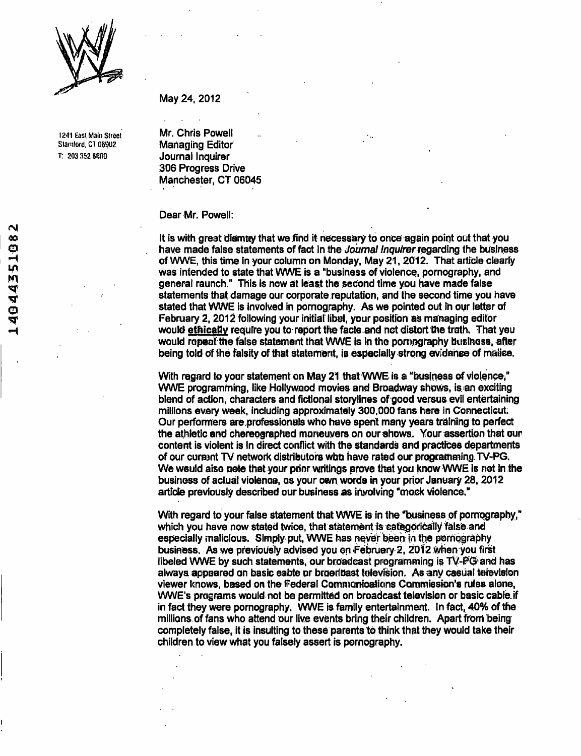1241 East Main Street
Stamford, CT 06902
T: 203 352 8600

May 24, 2012

Mr. Chris Powell
Managing Editor
Journal Inquirer
306 Progress Drive
Manchester, CT 06045

Dear Mr. Powell:

It is with great dismay that we find it necessary to once again point out that you have made false statements of fact in the *Journal Inquirer* regarding the business of WWE, this time in your column on Monday, May 21, 2012. That article clearly was intended to state that WWE is a "business of violence, pornography, and general raunch." This is now at least the second time you have made false statements that damage our corporate reputation, and the second time you have stated that WWE is involved in pornography. As we pointed out in our letter of February 2, 2012 following your initial libel, your position as managing editor would **ethically** require you to report the facts and not distort the truth. That you would repeat the false statement that WWE is in the pornography business, after being told of the falsity of that statement, is especially strong evidence of malice.

With regard to your statement on May 21 that WWE is a "business of violence," WWE programming, like Hollywood movies and Broadway shows, is an exciting blend of action, characters and fictional storylines of good versus evil entertaining millions every week, including approximately 300,000 fans here in Connecticut. Our performers are professionals who have spent many years training to perfect the athletic and choreographed maneuvers on our shows. Your assertion that our content is violent is in direct conflict with the standards and practices departments of our current TV network distributors who have rated our programming TV-PG. We would also note that your prior writings prove that you know WWE is not in the business of actual violence, as your own words in your prior January 28, 2012 article previously described our business as involving "mock violence."

With regard to your false statement that WWE is in the "business of pornography," which you have now stated twice, that statement is categorically false and especially malicious. Simply put, WWE has never been in the pornography business. As we previously advised you on February 2, 2012 when you first libeled WWE by such statements, our broadcast programming is TV-PG and has always appeared on basic cable or broadcast television. As any casual television viewer knows, based on the Federal Communications Commission's rules alone, WWE's programs would not be permitted on broadcast television or basic cable if in fact they were pornography. WWE is family entertainment. In fact, 40% of the millions of fans who attend our live events bring their children. Apart from being completely false, it is insulting to these parents to think that they would take their children to view what you falsely assert is pornography.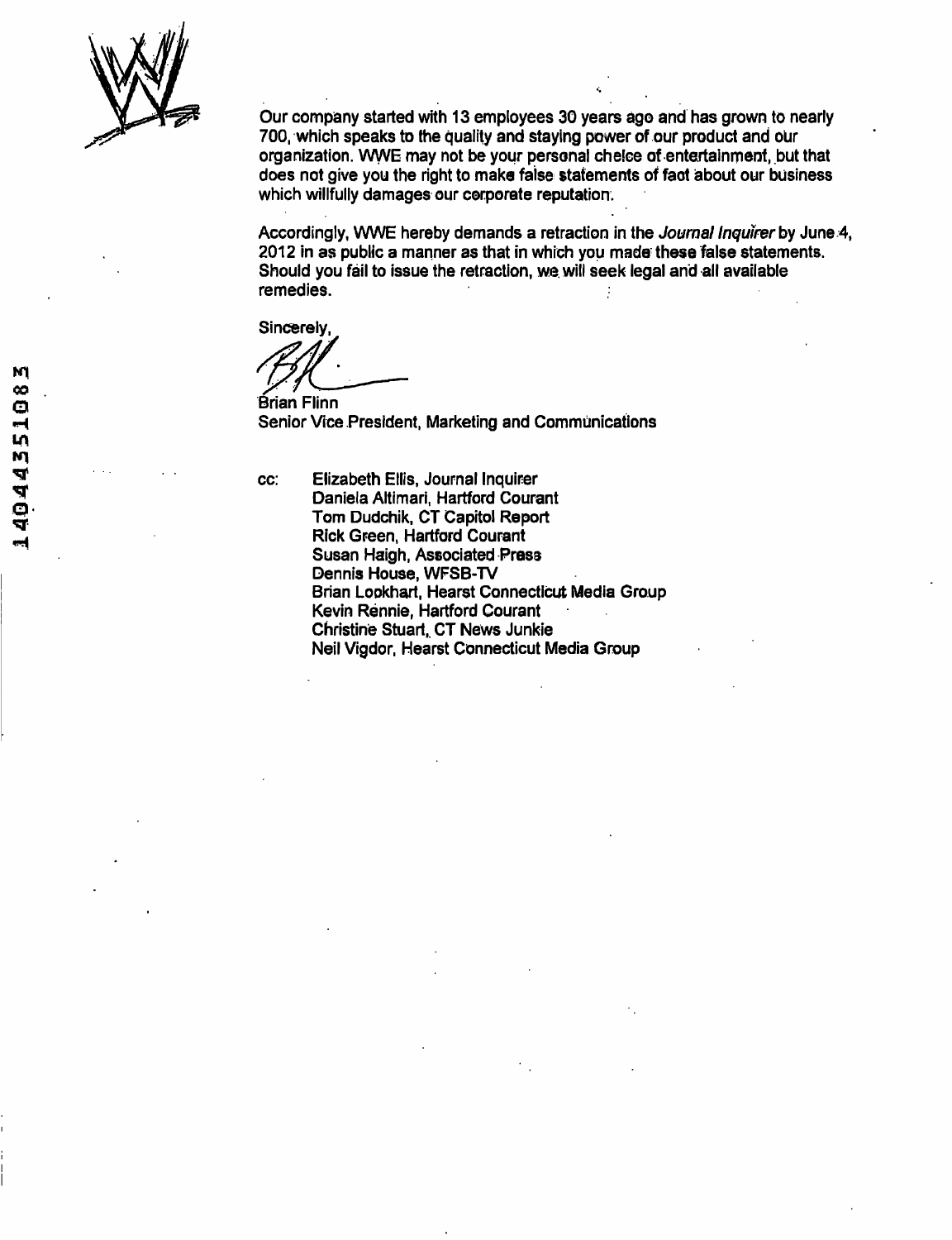Our company started with 13 employees 30 years ago and has grown to nearly 700, which speaks to the quality and staying power of our product and our organization. WWE may not be your personal choice of entertainment, but that does not give you the right to make false statements of fact about our business which willfully damages our corporate reputation.

Accordingly, WWE hereby demands a retraction in the *Journal Inquirer* by June 4, 2012 in as public a manner as that in which you made these false statements. Should you fail to issue the retraction, we will seek legal and all available remedies.

Sincerely,

Brian Flinn
Senior Vice President, Marketing and Communications

cc: Elizabeth Ellis, Journal Inquirer
Daniela Altimari, Hartford Courant
Tom Dudchik, CT Capitol Report
Rick Green, Hartford Courant
Susan Haigh, Associated Press
Dennis House, WFSB-TV
Brian Lockhart, Hearst Connecticut Media Group
Kevin Rennie, Hartford Courant
Christine Stuart, CT News Junkie
Neil Vigdor, Hearst Connecticut Media Group

14044351083